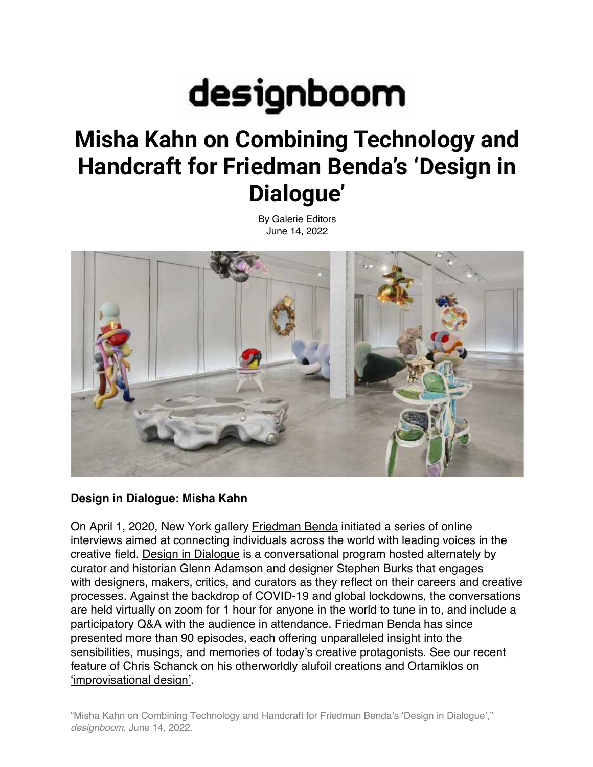designboom

# Misha Kahn on Combining Technology and Handcraft for Friedman Benda's 'Design in Dialogue'

By Galerie Editors
June 14, 2022

**Design in Dialogue: Misha Kahn**

On April 1, 2020, New York gallery Friedman Benda initiated a series of online interviews aimed at connecting individuals across the world with leading voices in the creative field. Design in Dialogue is a conversational program hosted alternately by curator and historian Glenn Adamson and designer Stephen Burks that engages with designers, makers, critics, and curators as they reflect on their careers and creative processes. Against the backdrop of COVID-19 and global lockdowns, the conversations are held virtually on zoom for 1 hour for anyone in the world to tune in to, and include a participatory Q&A with the audience in attendance. Friedman Benda has since presented more than 90 episodes, each offering unparalleled insight into the sensibilities, musings, and memories of today's creative protagonists. See our recent feature of Chris Schanck on his otherworldly alufoil creations and Ortamiklos on 'improvisational design'.

"Misha Kahn on Combining Technology and Handcraft for Friedman Benda's 'Design in Dialogue'," *designboom*, June 14, 2022.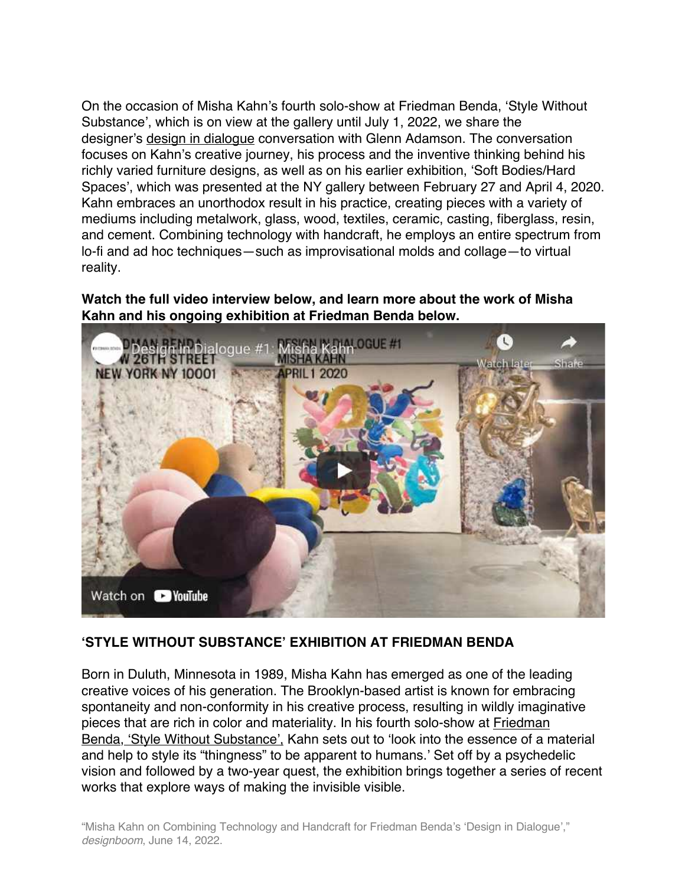On the occasion of Misha Kahn's fourth solo-show at Friedman Benda, 'Style Without Substance', which is on view at the gallery until July 1, 2022, we share the designer's design in dialogue conversation with Glenn Adamson. The conversation focuses on Kahn's creative journey, his process and the inventive thinking behind his richly varied furniture designs, as well as on his earlier exhibition, 'Soft Bodies/Hard Spaces', which was presented at the NY gallery between February 27 and April 4, 2020. Kahn embraces an unorthodox result in his practice, creating pieces with a variety of mediums including metalwork, glass, wood, textiles, ceramic, casting, fiberglass, resin, and cement. Combining technology with handcraft, he employs an entire spectrum from lo-fi and ad hoc techniques—such as improvisational molds and collage—to virtual reality.

**Watch the full video interview below, and learn more about the work of Misha Kahn and his ongoing exhibition at Friedman Benda below.**

## 'STYLE WITHOUT SUBSTANCE' EXHIBITION AT FRIEDMAN BENDA

Born in Duluth, Minnesota in 1989, Misha Kahn has emerged as one of the leading creative voices of his generation. The Brooklyn-based artist is known for embracing spontaneity and non-conformity in his creative process, resulting in wildly imaginative pieces that are rich in color and materiality. In his fourth solo-show at Friedman Benda, 'Style Without Substance', Kahn sets out to 'look into the essence of a material and help to style its "thingness" to be apparent to humans.' Set off by a psychedelic vision and followed by a two-year quest, the exhibition brings together a series of recent works that explore ways of making the invisible visible.

"Misha Kahn on Combining Technology and Handcraft for Friedman Benda's 'Design in Dialogue'," *designboom*, June 14, 2022.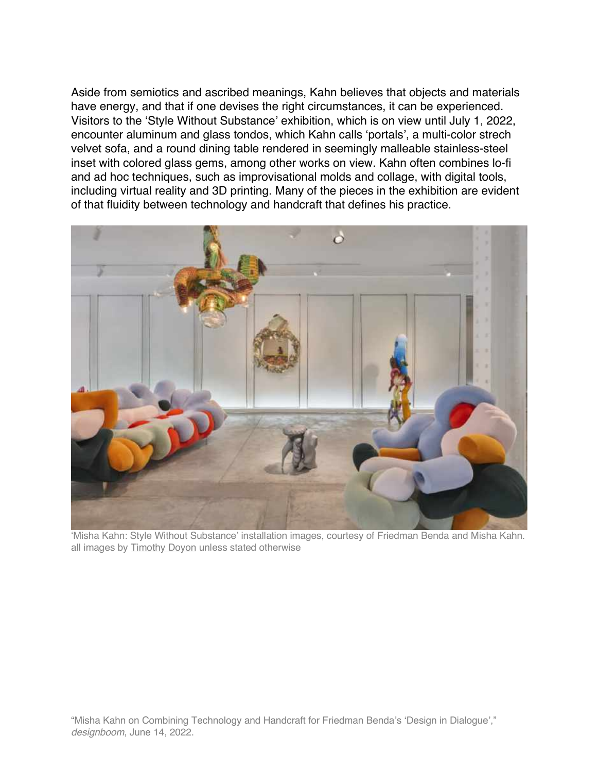Aside from semiotics and ascribed meanings, Kahn believes that objects and materials have energy, and that if one devises the right circumstances, it can be experienced. Visitors to the 'Style Without Substance' exhibition, which is on view until July 1, 2022, encounter aluminum and glass tondos, which Kahn calls 'portals', a multi-color strech velvet sofa, and a round dining table rendered in seemingly malleable stainless-steel inset with colored glass gems, among other works on view. Kahn often combines lo-fi and ad hoc techniques, such as improvisational molds and collage, with digital tools, including virtual reality and 3D printing. Many of the pieces in the exhibition are evident of that fluidity between technology and handcraft that defines his practice.

'Misha Kahn: Style Without Substance' installation images, courtesy of Friedman Benda and Misha Kahn. all images by Timothy Doyon unless stated otherwise

"Misha Kahn on Combining Technology and Handcraft for Friedman Benda's 'Design in Dialogue'," *designboom*, June 14, 2022.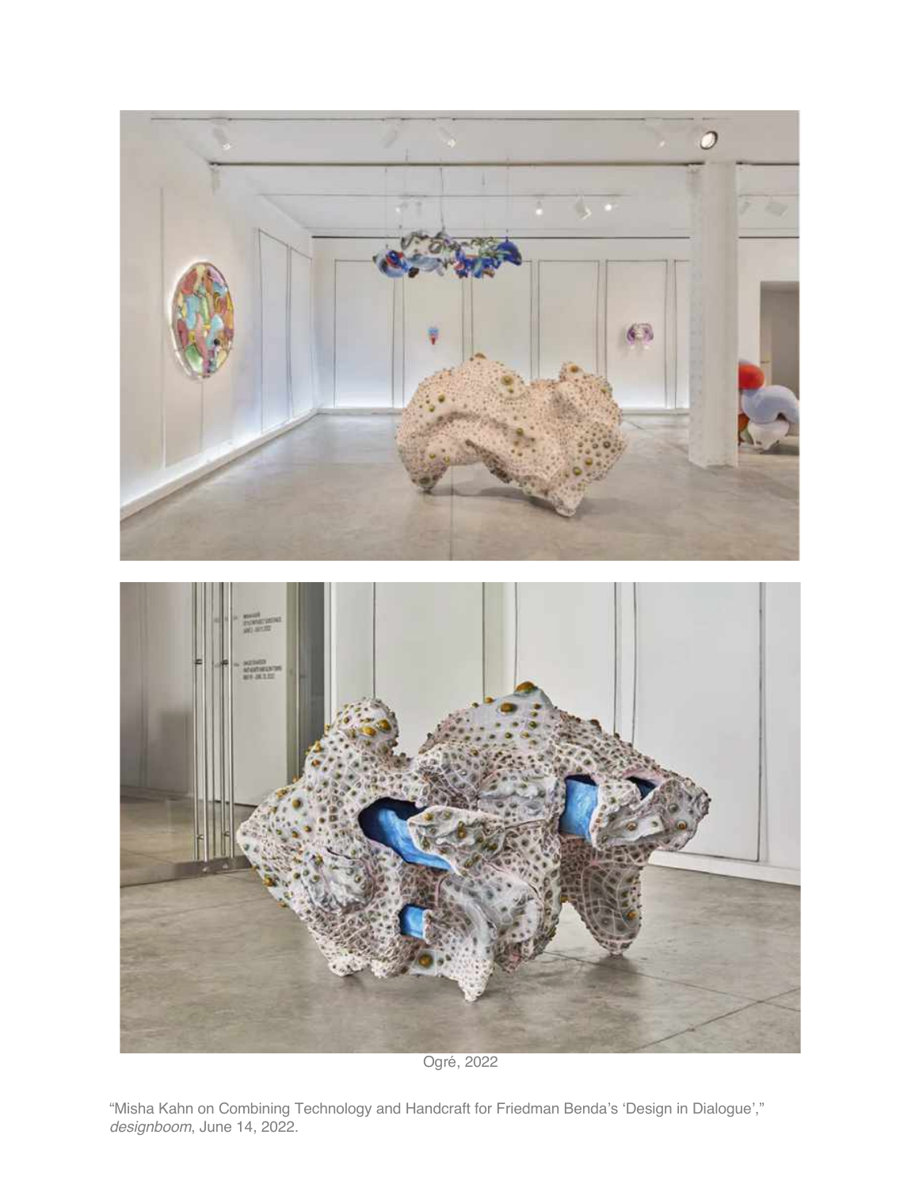Ogré, 2022

"Misha Kahn on Combining Technology and Handcraft for Friedman Benda's 'Design in Dialogue'," *designboom*, June 14, 2022.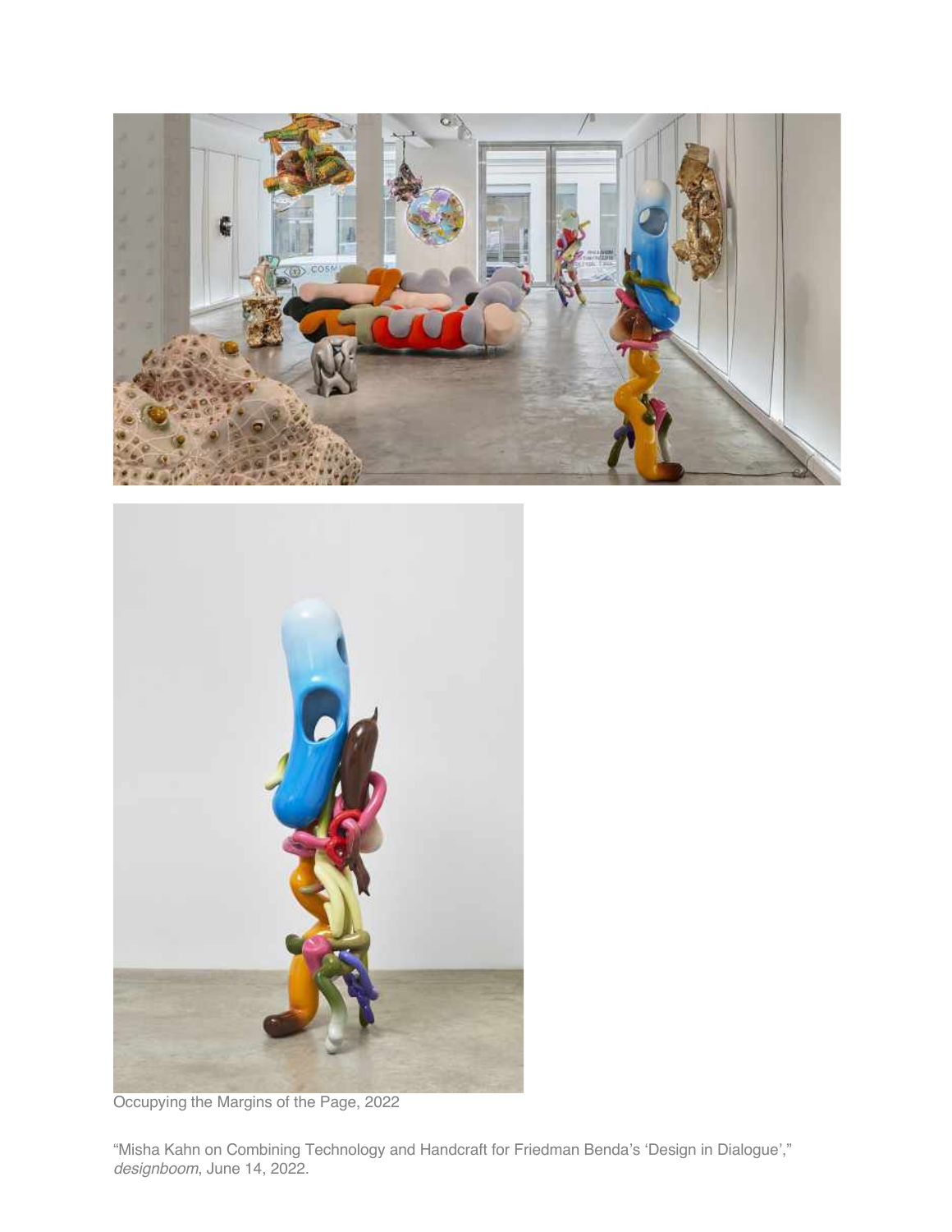Occupying the Margins of the Page, 2022

“Misha Kahn on Combining Technology and Handcraft for Friedman Benda’s ‘Design in Dialogue’,” *designboom*, June 14, 2022.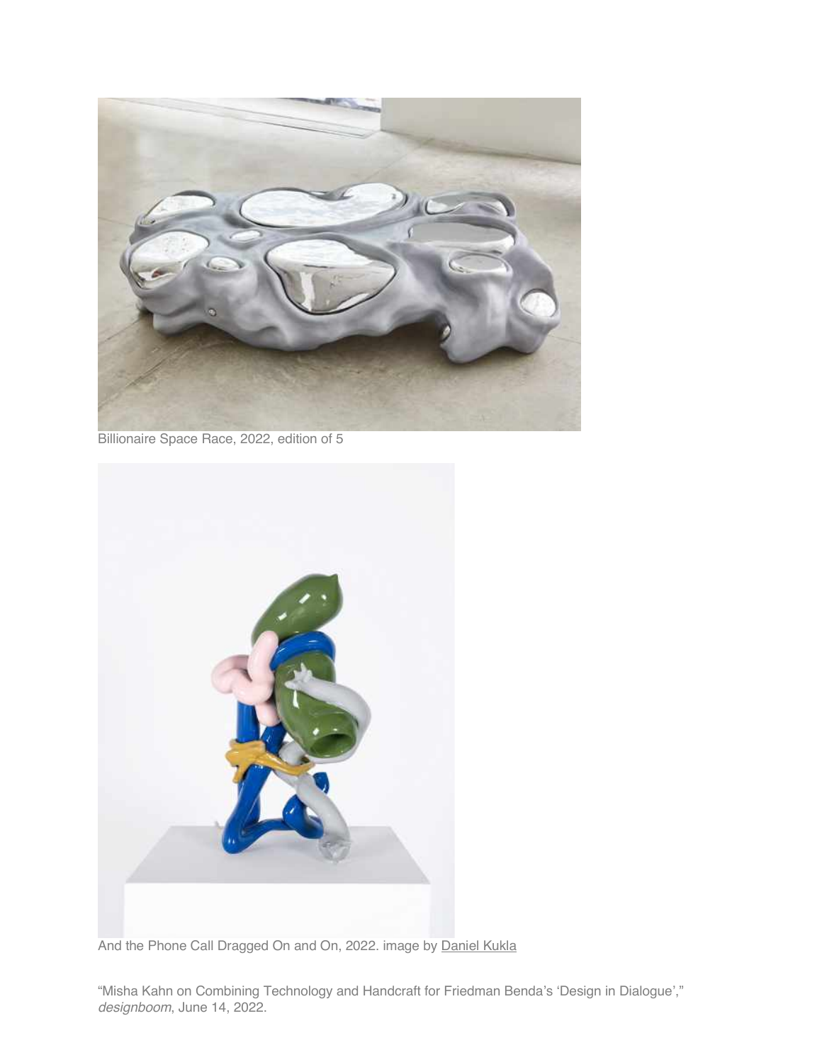Billionaire Space Race, 2022, edition of 5

And the Phone Call Dragged On and On, 2022. image by Daniel Kukla

"Misha Kahn on Combining Technology and Handcraft for Friedman Benda's 'Design in Dialogue'," *designboom*, June 14, 2022.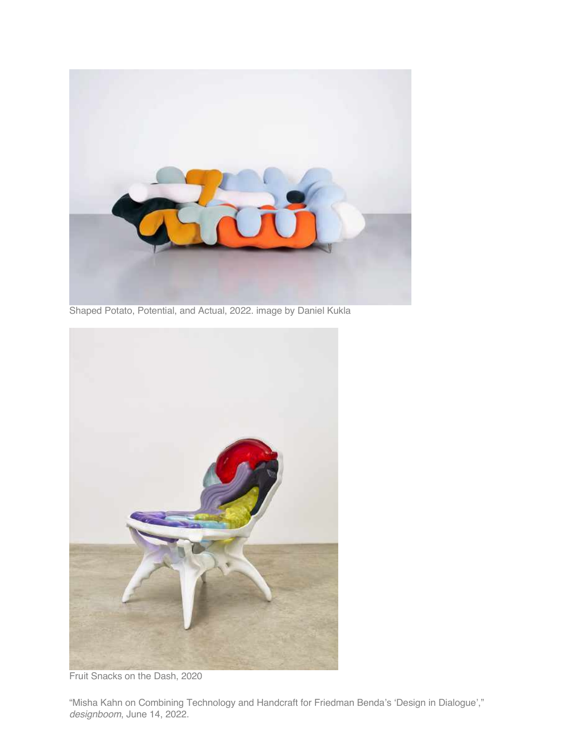Shaped Potato, Potential, and Actual, 2022. image by Daniel Kukla

Fruit Snacks on the Dash, 2020

"Misha Kahn on Combining Technology and Handcraft for Friedman Benda's 'Design in Dialogue'," *designboom*, June 14, 2022.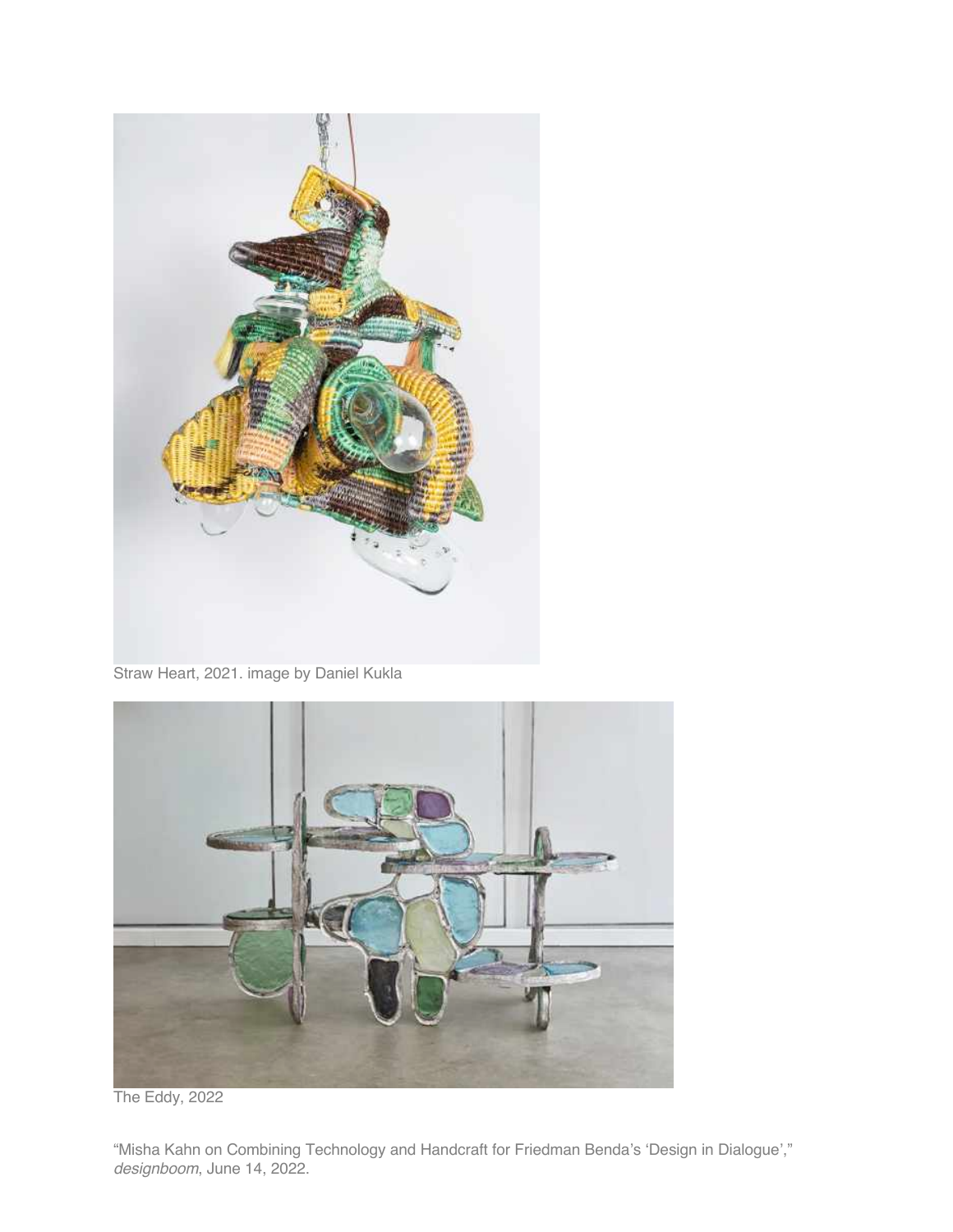Straw Heart, 2021. image by Daniel Kukla

The Eddy, 2022

“Misha Kahn on Combining Technology and Handcraft for Friedman Benda’s ‘Design in Dialogue’,” *designboom*, June 14, 2022.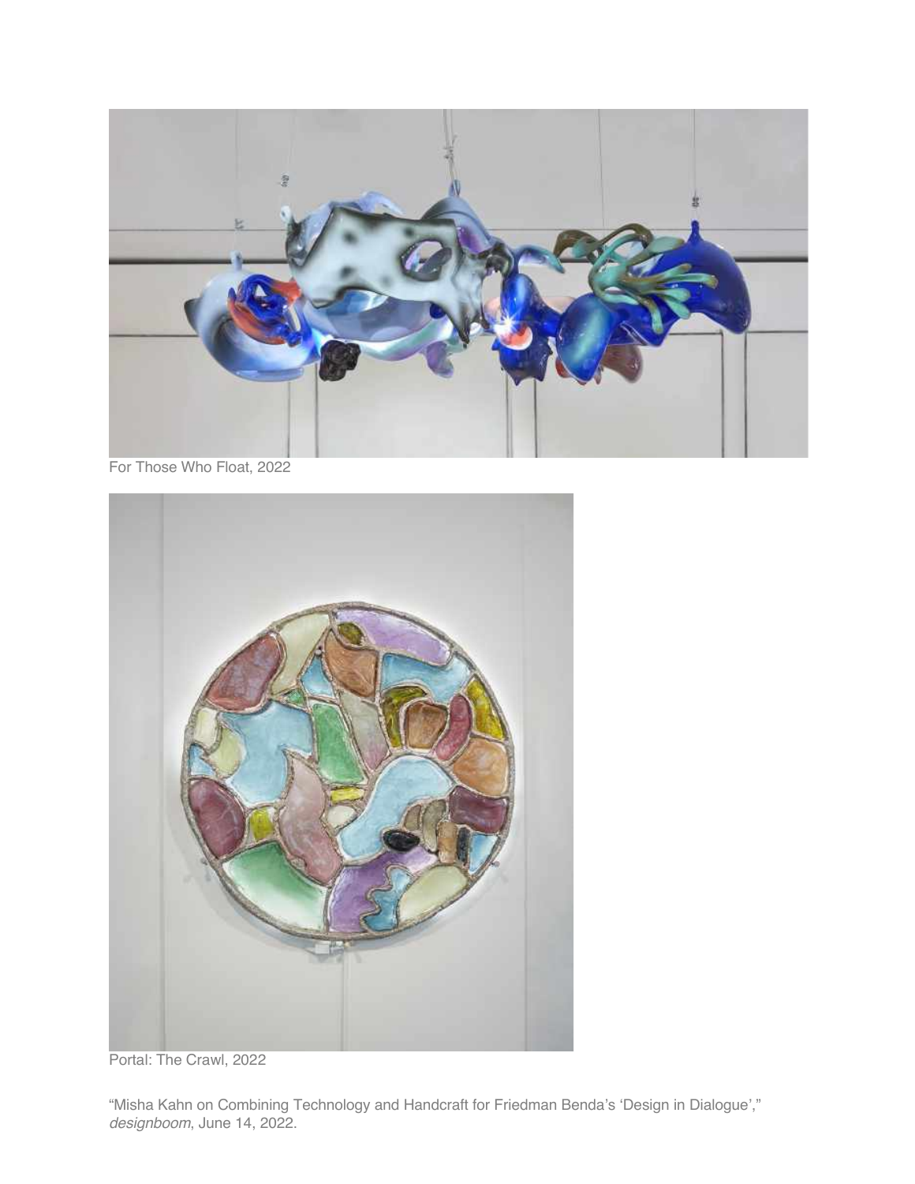For Those Who Float, 2022

Portal: The Crawl, 2022

"Misha Kahn on Combining Technology and Handcraft for Friedman Benda's 'Design in Dialogue'," *designboom*, June 14, 2022.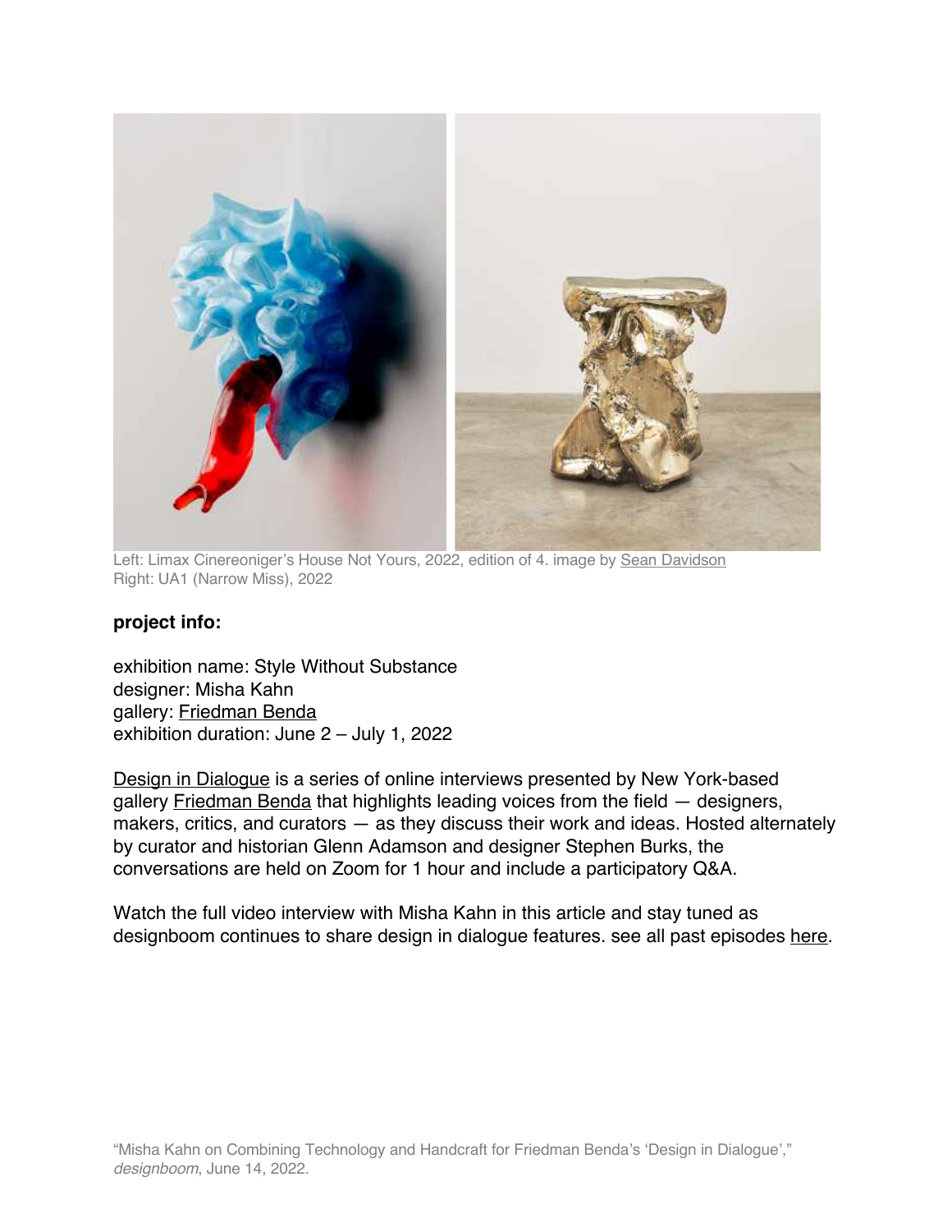Left: Limax Cinereoniger's House Not Yours, 2022, edition of 4. image by Sean Davidson
Right: UA1 (Narrow Miss), 2022

**project info:**

exhibition name: Style Without Substance
designer: Misha Kahn
gallery: Friedman Benda
exhibition duration: June 2 – July 1, 2022

Design in Dialogue is a series of online interviews presented by New York-based gallery Friedman Benda that highlights leading voices from the field — designers, makers, critics, and curators — as they discuss their work and ideas. Hosted alternately by curator and historian Glenn Adamson and designer Stephen Burks, the conversations are held on Zoom for 1 hour and include a participatory Q&A.

Watch the full video interview with Misha Kahn in this article and stay tuned as designboom continues to share design in dialogue features. see all past episodes here.

"Misha Kahn on Combining Technology and Handcraft for Friedman Benda's 'Design in Dialogue'," *designboom*, June 14, 2022.